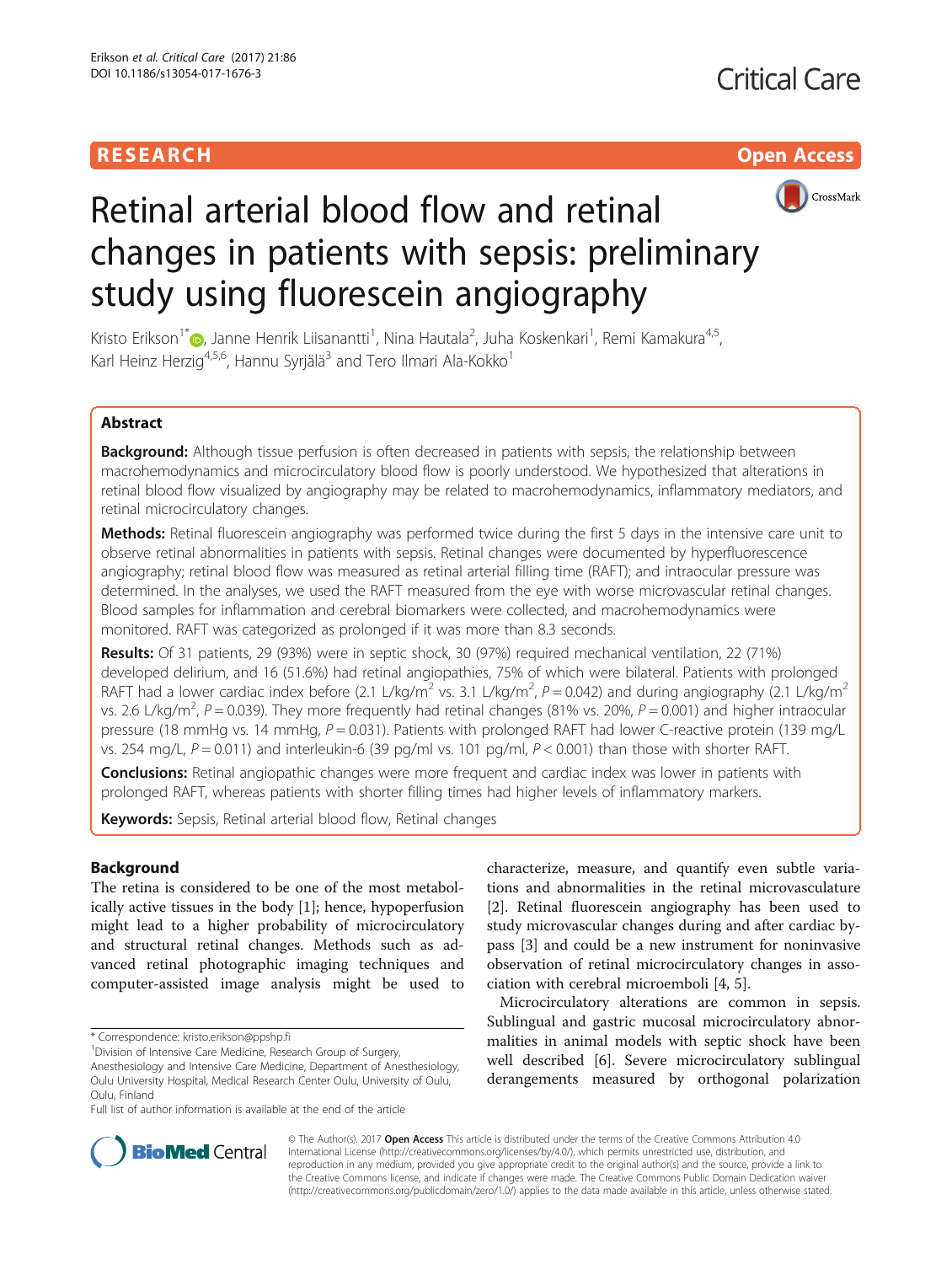RESEARCH

Open Access

# Retinal arterial blood flow and retinal changes in patients with sepsis: preliminary study using fluorescein angiography

Kristo Erikson[1*], Janne Henrik Liisanantti[1], Nina Hautala[2], Juha Koskenkari[1], Remi Kamakura[4,5], Karl Heinz Herzig[4,5,6], Hannu Syrjälä[3] and Tero Ilmari Ala-Kokko[1]

## Abstract

**Background:** Although tissue perfusion is often decreased in patients with sepsis, the relationship between macrohemodynamics and microcirculatory blood flow is poorly understood. We hypothesized that alterations in retinal blood flow visualized by angiography may be related to macrohemodynamics, inflammatory mediators, and retinal microcirculatory changes.

**Methods:** Retinal fluorescein angiography was performed twice during the first 5 days in the intensive care unit to observe retinal abnormalities in patients with sepsis. Retinal changes were documented by hyperfluorescence angiography; retinal blood flow was measured as retinal arterial filling time (RAFT); and intraocular pressure was determined. In the analyses, we used the RAFT measured from the eye with worse microvascular retinal changes. Blood samples for inflammation and cerebral biomarkers were collected, and macrohemodynamics were monitored. RAFT was categorized as prolonged if it was more than 8.3 seconds.

**Results:** Of 31 patients, 29 (93%) were in septic shock, 30 (97%) required mechanical ventilation, 22 (71%) developed delirium, and 16 (51.6%) had retinal angiopathies, 75% of which were bilateral. Patients with prolonged RAFT had a lower cardiac index before (2.1 L/kg/m$^2$ vs. 3.1 L/kg/m$^2$, $P = 0.042$) and during angiography (2.1 L/kg/m$^2$ vs. 2.6 L/kg/m$^2$, $P = 0.039$). They more frequently had retinal changes (81% vs. 20%, $P = 0.001$) and higher intraocular pressure (18 mmHg vs. 14 mmHg, $P = 0.031$). Patients with prolonged RAFT had lower C-reactive protein (139 mg/L vs. 254 mg/L, $P = 0.011$) and interleukin-6 (39 pg/ml vs. 101 pg/ml, $P < 0.001$) than those with shorter RAFT.

**Conclusions:** Retinal angiopathic changes were more frequent and cardiac index was lower in patients with prolonged RAFT, whereas patients with shorter filling times had higher levels of inflammatory markers.

**Keywords:** Sepsis, Retinal arterial blood flow, Retinal changes

## Background

The retina is considered to be one of the most metabolically active tissues in the body [1]; hence, hypoperfusion might lead to a higher probability of microcirculatory and structural retinal changes. Methods such as advanced retinal photographic imaging techniques and computer-assisted image analysis might be used to characterize, measure, and quantify even subtle variations and abnormalities in the retinal microvasculature [2]. Retinal fluorescein angiography has been used to study microvascular changes during and after cardiac bypass [3] and could be a new instrument for noninvasive observation of retinal microcirculatory changes in association with cerebral microemboli [4, 5].

Microcirculatory alterations are common in sepsis. Sublingual and gastric mucosal microcirculatory abnormalities in animal models with septic shock have been well described [6]. Severe microcirculatory sublingual derangements measured by orthogonal polarization

\* Correspondence: kristo.erikson@ppshp.fi

[1]Division of Intensive Care Medicine, Research Group of Surgery, Anesthesiology and Intensive Care Medicine, Department of Anesthesiology, Oulu University Hospital, Medical Research Center Oulu, University of Oulu, Oulu, Finland

Full list of author information is available at the end of the article

© The Author(s). 2017 **Open Access** This article is distributed under the terms of the Creative Commons Attribution 4.0 International License (http://creativecommons.org/licenses/by/4.0/), which permits unrestricted use, distribution, and reproduction in any medium, provided you give appropriate credit to the original author(s) and the source, provide a link to the Creative Commons license, and indicate if changes were made. The Creative Commons Public Domain Dedication waiver (http://creativecommons.org/publicdomain/zero/1.0/) applies to the data made available in this article, unless otherwise stated.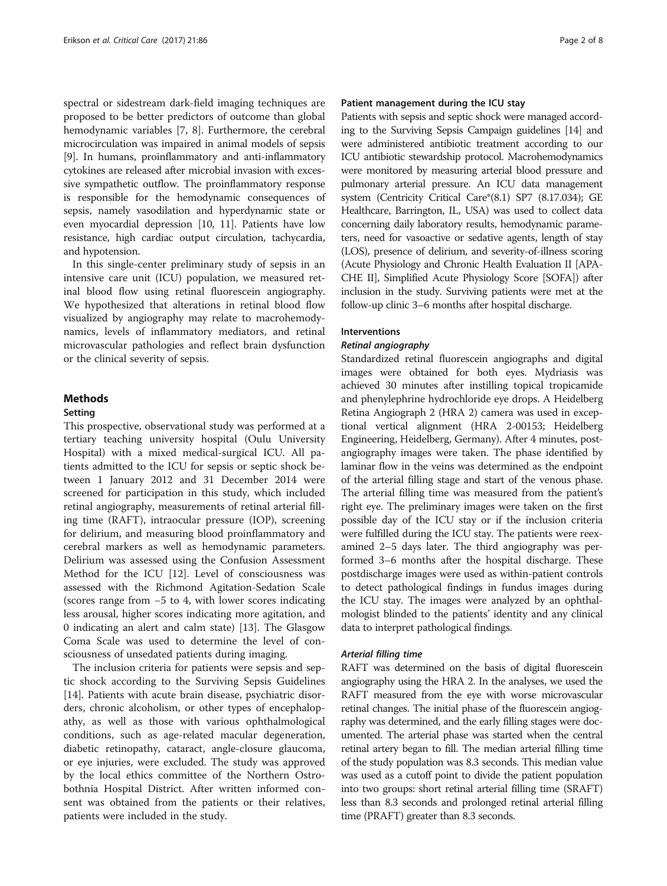spectral or sidestream dark-field imaging techniques are proposed to be better predictors of outcome than global hemodynamic variables [7, 8]. Furthermore, the cerebral microcirculation was impaired in animal models of sepsis [9]. In humans, proinflammatory and anti-inflammatory cytokines are released after microbial invasion with excessive sympathetic outflow. The proinflammatory response is responsible for the hemodynamic consequences of sepsis, namely vasodilation and hyperdynamic state or even myocardial depression [10, 11]. Patients have low resistance, high cardiac output circulation, tachycardia, and hypotension.

In this single-center preliminary study of sepsis in an intensive care unit (ICU) population, we measured retinal blood flow using retinal fluorescein angiography. We hypothesized that alterations in retinal blood flow visualized by angiography may relate to macrohemodynamics, levels of inflammatory mediators, and retinal microvascular pathologies and reflect brain dysfunction or the clinical severity of sepsis.

## Methods

### Setting

This prospective, observational study was performed at a tertiary teaching university hospital (Oulu University Hospital) with a mixed medical-surgical ICU. All patients admitted to the ICU for sepsis or septic shock between 1 January 2012 and 31 December 2014 were screened for participation in this study, which included retinal angiography, measurements of retinal arterial filling time (RAFT), intraocular pressure (IOP), screening for delirium, and measuring blood proinflammatory and cerebral markers as well as hemodynamic parameters. Delirium was assessed using the Confusion Assessment Method for the ICU [12]. Level of consciousness was assessed with the Richmond Agitation-Sedation Scale (scores range from −5 to 4, with lower scores indicating less arousal, higher scores indicating more agitation, and 0 indicating an alert and calm state) [13]. The Glasgow Coma Scale was used to determine the level of consciousness of unsedated patients during imaging.

The inclusion criteria for patients were sepsis and septic shock according to the Surviving Sepsis Guidelines [14]. Patients with acute brain disease, psychiatric disorders, chronic alcoholism, or other types of encephalopathy, as well as those with various ophthalmological conditions, such as age-related macular degeneration, diabetic retinopathy, cataract, angle-closure glaucoma, or eye injuries, were excluded. The study was approved by the local ethics committee of the Northern Ostrobothnia Hospital District. After written informed consent was obtained from the patients or their relatives, patients were included in the study.

### Patient management during the ICU stay

Patients with sepsis and septic shock were managed according to the Surviving Sepsis Campaign guidelines [14] and were administered antibiotic treatment according to our ICU antibiotic stewardship protocol. Macrohemodynamics were monitored by measuring arterial blood pressure and pulmonary arterial pressure. An ICU data management system (Centricity Critical Care®(8.1) SP7 (8.17.034); GE Healthcare, Barrington, IL, USA) was used to collect data concerning daily laboratory results, hemodynamic parameters, need for vasoactive or sedative agents, length of stay (LOS), presence of delirium, and severity-of-illness scoring (Acute Physiology and Chronic Health Evaluation II [APACHE II], Simplified Acute Physiology Score [SOFA]) after inclusion in the study. Surviving patients were met at the follow-up clinic 3–6 months after hospital discharge.

### Interventions

#### *Retinal angiography*

Standardized retinal fluorescein angiographs and digital images were obtained for both eyes. Mydriasis was achieved 30 minutes after instilling topical tropicamide and phenylephrine hydrochloride eye drops. A Heidelberg Retina Angiograph 2 (HRA 2) camera was used in exceptional vertical alignment (HRA 2-00153; Heidelberg Engineering, Heidelberg, Germany). After 4 minutes, post-angiography images were taken. The phase identified by laminar flow in the veins was determined as the endpoint of the arterial filling stage and start of the venous phase. The arterial filling time was measured from the patient's right eye. The preliminary images were taken on the first possible day of the ICU stay or if the inclusion criteria were fulfilled during the ICU stay. The patients were reexamined 2–5 days later. The third angiography was performed 3–6 months after the hospital discharge. These postdischarge images were used as within-patient controls to detect pathological findings in fundus images during the ICU stay. The images were analyzed by an ophthalmologist blinded to the patients' identity and any clinical data to interpret pathological findings.

#### *Arterial filling time*

RAFT was determined on the basis of digital fluorescein angiography using the HRA 2. In the analyses, we used the RAFT measured from the eye with worse microvascular retinal changes. The initial phase of the fluorescein angiography was determined, and the early filling stages were documented. The arterial phase was started when the central retinal artery began to fill. The median arterial filling time of the study population was 8.3 seconds. This median value was used as a cutoff point to divide the patient population into two groups: short retinal arterial filling time (SRAFT) less than 8.3 seconds and prolonged retinal arterial filling time (PRAFT) greater than 8.3 seconds.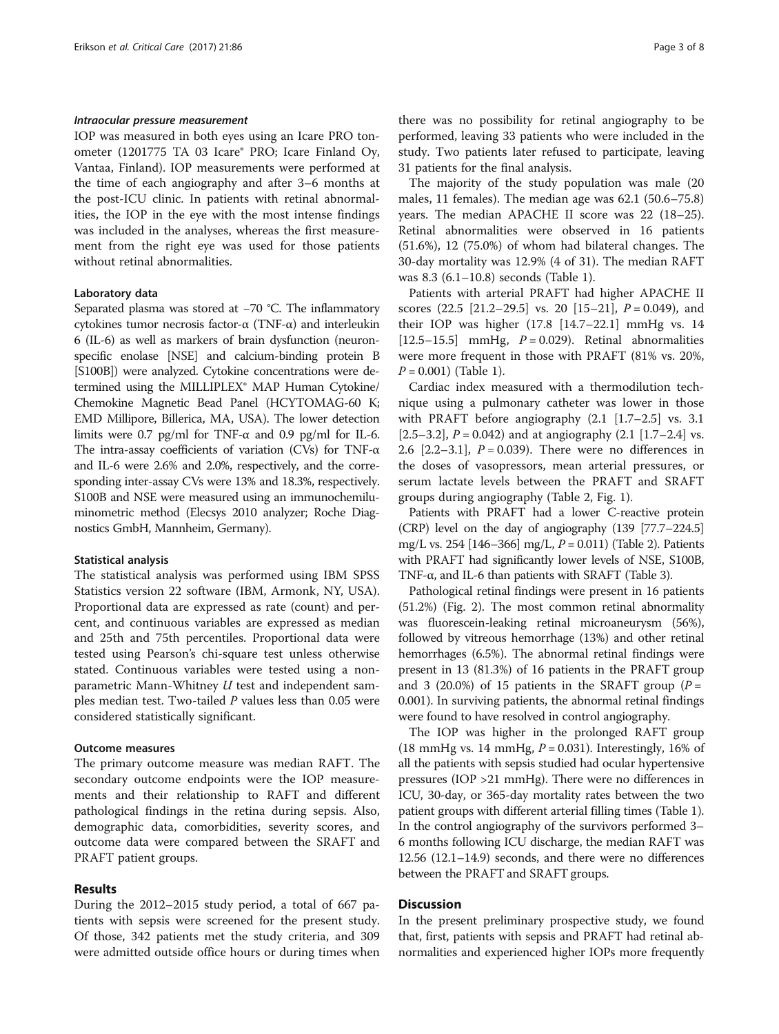#### *Intraocular pressure measurement*

IOP was measured in both eyes using an Icare PRO tonometer (1201775 TA 03 Icare® PRO; Icare Finland Oy, Vantaa, Finland). IOP measurements were performed at the time of each angiography and after 3–6 months at the post-ICU clinic. In patients with retinal abnormalities, the IOP in the eye with the most intense findings was included in the analyses, whereas the first measurement from the right eye was used for those patients without retinal abnormalities.

#### Laboratory data

Separated plasma was stored at −70 °C. The inflammatory cytokines tumor necrosis factor-α (TNF-α) and interleukin 6 (IL-6) as well as markers of brain dysfunction (neuron-specific enolase [NSE] and calcium-binding protein B [S100B]) were analyzed. Cytokine concentrations were determined using the MILLIPLEX® MAP Human Cytokine/Chemokine Magnetic Bead Panel (HCYTOMAG-60 K; EMD Millipore, Billerica, MA, USA). The lower detection limits were 0.7 pg/ml for TNF-α and 0.9 pg/ml for IL-6. The intra-assay coefficients of variation (CVs) for TNF-α and IL-6 were 2.6% and 2.0%, respectively, and the corresponding inter-assay CVs were 13% and 18.3%, respectively. S100B and NSE were measured using an immunochemiluminometric method (Elecsys 2010 analyzer; Roche Diagnostics GmbH, Mannheim, Germany).

#### Statistical analysis

The statistical analysis was performed using IBM SPSS Statistics version 22 software (IBM, Armonk, NY, USA). Proportional data are expressed as rate (count) and percent, and continuous variables are expressed as median and 25th and 75th percentiles. Proportional data were tested using Pearson's chi-square test unless otherwise stated. Continuous variables were tested using a nonparametric Mann-Whitney *U* test and independent samples median test. Two-tailed *P* values less than 0.05 were considered statistically significant.

#### Outcome measures

The primary outcome measure was median RAFT. The secondary outcome endpoints were the IOP measurements and their relationship to RAFT and different pathological findings in the retina during sepsis. Also, demographic data, comorbidities, severity scores, and outcome data were compared between the SRAFT and PRAFT patient groups.

## Results

During the 2012–2015 study period, a total of 667 patients with sepsis were screened for the present study. Of those, 342 patients met the study criteria, and 309 were admitted outside office hours or during times when there was no possibility for retinal angiography to be performed, leaving 33 patients who were included in the study. Two patients later refused to participate, leaving 31 patients for the final analysis.

The majority of the study population was male (20 males, 11 females). The median age was 62.1 (50.6–75.8) years. The median APACHE II score was 22 (18–25). Retinal abnormalities were observed in 16 patients (51.6%), 12 (75.0%) of whom had bilateral changes. The 30-day mortality was 12.9% (4 of 31). The median RAFT was 8.3 (6.1–10.8) seconds (Table 1).

Patients with arterial PRAFT had higher APACHE II scores (22.5 [21.2–29.5] vs. 20 [15–21], $P = 0.049$), and their IOP was higher (17.8 [14.7–22.1] mmHg vs. 14 [12.5–15.5] mmHg, $P = 0.029$). Retinal abnormalities were more frequent in those with PRAFT (81% vs. 20%, $P = 0.001$) (Table 1).

Cardiac index measured with a thermodilution technique using a pulmonary catheter was lower in those with PRAFT before angiography (2.1 [1.7–2.5] vs. 3.1 [2.5–3.2], $P = 0.042$) and at angiography (2.1 [1.7–2.4] vs. 2.6 [2.2–3.1], $P = 0.039$). There were no differences in the doses of vasopressors, mean arterial pressures, or serum lactate levels between the PRAFT and SRAFT groups during angiography (Table 2, Fig. 1).

Patients with PRAFT had a lower C-reactive protein (CRP) level on the day of angiography (139 [77.7–224.5] mg/L vs. 254 [146–366] mg/L, $P = 0.011$) (Table 2). Patients with PRAFT had significantly lower levels of NSE, S100B, TNF-α, and IL-6 than patients with SRAFT (Table 3).

Pathological retinal findings were present in 16 patients (51.2%) (Fig. 2). The most common retinal abnormality was fluorescein-leaking retinal microaneurysm (56%), followed by vitreous hemorrhage (13%) and other retinal hemorrhages (6.5%). The abnormal retinal findings were present in 13 (81.3%) of 16 patients in the PRAFT group and 3 (20.0%) of 15 patients in the SRAFT group ($P = 0.001$). In surviving patients, the abnormal retinal findings were found to have resolved in control angiography.

The IOP was higher in the prolonged RAFT group (18 mmHg vs. 14 mmHg, $P = 0.031$). Interestingly, 16% of all the patients with sepsis studied had ocular hypertensive pressures (IOP >21 mmHg). There were no differences in ICU, 30-day, or 365-day mortality rates between the two patient groups with different arterial filling times (Table 1). In the control angiography of the survivors performed 3–6 months following ICU discharge, the median RAFT was 12.56 (12.1–14.9) seconds, and there were no differences between the PRAFT and SRAFT groups.

## Discussion

In the present preliminary prospective study, we found that, first, patients with sepsis and PRAFT had retinal abnormalities and experienced higher IOPs more frequently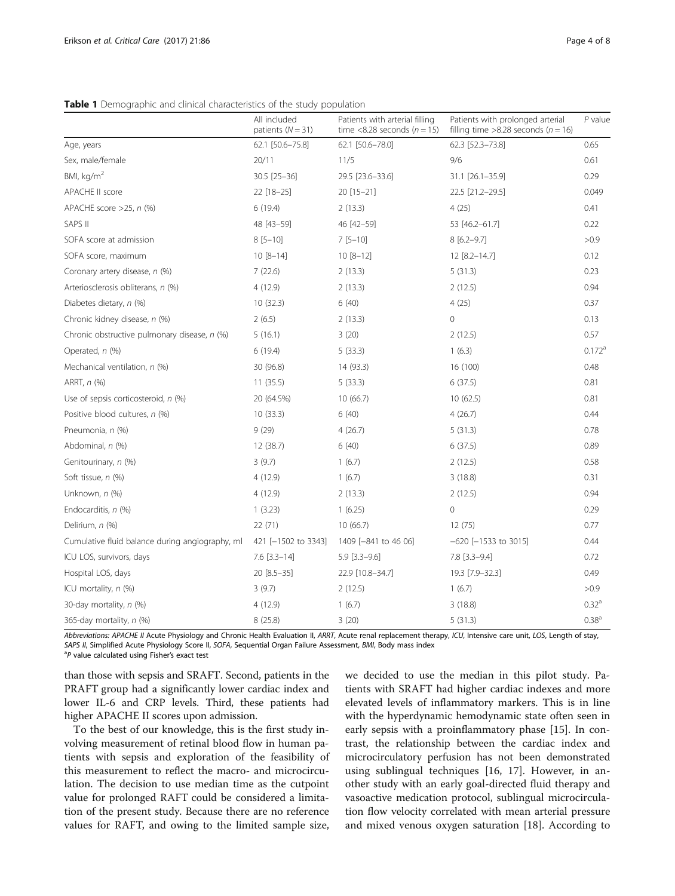**Table 1** Demographic and clinical characteristics of the study population

| | All included patients ($N = 31$) | Patients with arterial filling time <8.28 seconds ($n = 15$) | Patients with prolonged arterial filling time >8.28 seconds ($n = 16$) | *P* value |
|---|---|---|---|---|
| Age, years | 62.1 [50.6–75.8] | 62.1 [50.6–78.0] | 62.3 [52.3–73.8] | 0.65 |
| Sex, male/female | 20/11 | 11/5 | 9/6 | 0.61 |
| BMI, kg/m$^2$ | 30.5 [25–36] | 29.5 [23.6–33.6] | 31.1 [26.1–35.9] | 0.29 |
| APACHE II score | 22 [18–25] | 20 [15–21] | 22.5 [21.2–29.5] | 0.049 |
| APACHE score >25, *n* (%) | 6 (19.4) | 2 (13.3) | 4 (25) | 0.41 |
| SAPS II | 48 [43–59] | 46 [42–59] | 53 [46.2–61.7] | 0.22 |
| SOFA score at admission | 8 [5–10] | 7 [5–10] | 8 [6.2–9.7] | >0.9 |
| SOFA score, maximum | 10 [8–14] | 10 [8–12] | 12 [8.2–14.7] | 0.12 |
| Coronary artery disease, *n* (%) | 7 (22.6) | 2 (13.3) | 5 (31.3) | 0.23 |
| Arteriosclerosis obliterans, *n* (%) | 4 (12.9) | 2 (13.3) | 2 (12.5) | 0.94 |
| Diabetes dietary, *n* (%) | 10 (32.3) | 6 (40) | 4 (25) | 0.37 |
| Chronic kidney disease, *n* (%) | 2 (6.5) | 2 (13.3) | 0 | 0.13 |
| Chronic obstructive pulmonary disease, *n* (%) | 5 (16.1) | 3 (20) | 2 (12.5) | 0.57 |
| Operated, *n* (%) | 6 (19.4) | 5 (33.3) | 1 (6.3) | 0.172[a] |
| Mechanical ventilation, *n* (%) | 30 (96.8) | 14 (93.3) | 16 (100) | 0.48 |
| ARRT, *n* (%) | 11 (35.5) | 5 (33.3) | 6 (37.5) | 0.81 |
| Use of sepsis corticosteroid, *n* (%) | 20 (64.5%) | 10 (66.7) | 10 (62.5) | 0.81 |
| Positive blood cultures, *n* (%) | 10 (33.3) | 6 (40) | 4 (26.7) | 0.44 |
| Pneumonia, *n* (%) | 9 (29) | 4 (26.7) | 5 (31.3) | 0.78 |
| Abdominal, *n* (%) | 12 (38.7) | 6 (40) | 6 (37.5) | 0.89 |
| Genitourinary, *n* (%) | 3 (9.7) | 1 (6.7) | 2 (12.5) | 0.58 |
| Soft tissue, *n* (%) | 4 (12.9) | 1 (6.7) | 3 (18.8) | 0.31 |
| Unknown, *n* (%) | 4 (12.9) | 2 (13.3) | 2 (12.5) | 0.94 |
| Endocarditis, *n* (%) | 1 (3.23) | 1 (6.25) | 0 | 0.29 |
| Delirium, *n* (%) | 22 (71) | 10 (66.7) | 12 (75) | 0.77 |
| Cumulative fluid balance during angiography, ml | 421 [−1502 to 3343] | 1409 [−841 to 46 06] | −620 [−1533 to 3015] | 0.44 |
| ICU LOS, survivors, days | 7.6 [3.3–14] | 5.9 [3.3–9.6] | 7.8 [3.3–9.4] | 0.72 |
| Hospital LOS, days | 20 [8.5–35] | 22.9 [10.8–34.7] | 19.3 [7.9–32.3] | 0.49 |
| ICU mortality, *n* (%) | 3 (9.7) | 2 (12.5) | 1 (6.7) | >0.9 |
| 30-day mortality, *n* (%) | 4 (12.9) | 1 (6.7) | 3 (18.8) | 0.32[a] |
| 365-day mortality, *n* (%) | 8 (25.8) | 3 (20) | 5 (31.3) | 0.38[a] |

*Abbreviations: APACHE II* Acute Physiology and Chronic Health Evaluation II, *ARRT*, Acute renal replacement therapy, *ICU*, Intensive care unit, *LOS*, Length of stay, *SAPS II*, Simplified Acute Physiology Score II, *SOFA*, Sequential Organ Failure Assessment, *BMI*, Body mass index
[a]*P* value calculated using Fisher's exact test

than those with sepsis and SRAFT. Second, patients in the PRAFT group had a significantly lower cardiac index and lower IL-6 and CRP levels. Third, these patients had higher APACHE II scores upon admission.

To the best of our knowledge, this is the first study involving measurement of retinal blood flow in human patients with sepsis and exploration of the feasibility of this measurement to reflect the macro- and microcirculation. The decision to use median time as the cutpoint value for prolonged RAFT could be considered a limitation of the present study. Because there are no reference values for RAFT, and owing to the limited sample size, we decided to use the median in this pilot study. Patients with SRAFT had higher cardiac indexes and more elevated levels of inflammatory markers. This is in line with the hyperdynamic hemodynamic state often seen in early sepsis with a proinflammatory phase [15]. In contrast, the relationship between the cardiac index and microcirculatory perfusion has not been demonstrated using sublingual techniques [16, 17]. However, in another study with an early goal-directed fluid therapy and vasoactive medication protocol, sublingual microcirculation flow velocity correlated with mean arterial pressure and mixed venous oxygen saturation [18]. According to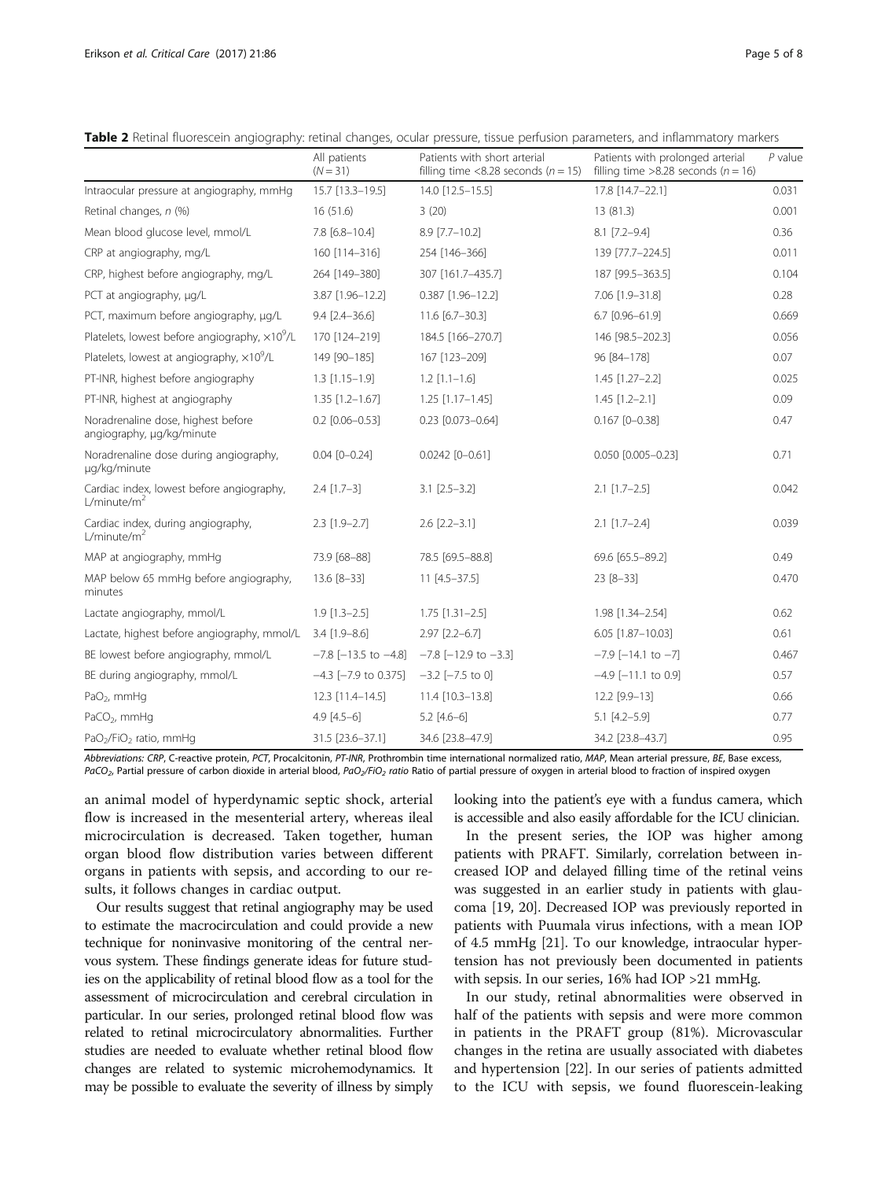**Table 2** Retinal fluorescein angiography: retinal changes, ocular pressure, tissue perfusion parameters, and inflammatory markers

| | All patients ($N = 31$) | Patients with short arterial filling time <8.28 seconds ($n = 15$) | Patients with prolonged arterial filling time >8.28 seconds ($n = 16$) | $P$ value |
|---|---|---|---|---|
| Intraocular pressure at angiography, mmHg | 15.7 [13.3–19.5] | 14.0 [12.5–15.5] | 17.8 [14.7–22.1] | 0.031 |
| Retinal changes, n (%) | 16 (51.6) | 3 (20) | 13 (81.3) | 0.001 |
| Mean blood glucose level, mmol/L | 7.8 [6.8–10.4] | 8.9 [7.7–10.2] | 8.1 [7.2–9.4] | 0.36 |
| CRP at angiography, mg/L | 160 [114–316] | 254 [146–366] | 139 [77.7–224.5] | 0.011 |
| CRP, highest before angiography, mg/L | 264 [149–380] | 307 [161.7–435.7] | 187 [99.5–363.5] | 0.104 |
| PCT at angiography, μg/L | 3.87 [1.96–12.2] | 0.387 [1.96–12.2] | 7.06 [1.9–31.8] | 0.28 |
| PCT, maximum before angiography, μg/L | 9.4 [2.4–36.6] | 11.6 [6.7–30.3] | 6.7 [0.96–61.9] | 0.669 |
| Platelets, lowest before angiography, $\times10^9$/L | 170 [124–219] | 184.5 [166–270.7] | 146 [98.5–202.3] | 0.056 |
| Platelets, lowest at angiography, $\times10^9$/L | 149 [90–185] | 167 [123–209] | 96 [84–178] | 0.07 |
| PT-INR, highest before angiography | 1.3 [1.15–1.9] | 1.2 [1.1–1.6] | 1.45 [1.27–2.2] | 0.025 |
| PT-INR, highest at angiography | 1.35 [1.2–1.67] | 1.25 [1.17–1.45] | 1.45 [1.2–2.1] | 0.09 |
| Noradrenaline dose, highest before angiography, μg/kg/minute | 0.2 [0.06–0.53] | 0.23 [0.073–0.64] | 0.167 [0–0.38] | 0.47 |
| Noradrenaline dose during angiography, μg/kg/minute | 0.04 [0–0.24] | 0.0242 [0–0.61] | 0.050 [0.005–0.23] | 0.71 |
| Cardiac index, lowest before angiography, L/minute/$m^2$ | 2.4 [1.7–3] | 3.1 [2.5–3.2] | 2.1 [1.7–2.5] | 0.042 |
| Cardiac index, during angiography, L/minute/$m^2$ | 2.3 [1.9–2.7] | 2.6 [2.2–3.1] | 2.1 [1.7–2.4] | 0.039 |
| MAP at angiography, mmHg | 73.9 [68–88] | 78.5 [69.5–88.8] | 69.6 [65.5–89.2] | 0.49 |
| MAP below 65 mmHg before angiography, minutes | 13.6 [8–33] | 11 [4.5–37.5] | 23 [8–33] | 0.470 |
| Lactate angiography, mmol/L | 1.9 [1.3–2.5] | 1.75 [1.31–2.5] | 1.98 [1.34–2.54] | 0.62 |
| Lactate, highest before angiography, mmol/L | 3.4 [1.9–8.6] | 2.97 [2.2–6.7] | 6.05 [1.87–10.03] | 0.61 |
| BE lowest before angiography, mmol/L | −7.8 [−13.5 to −4.8] | −7.8 [−12.9 to −3.3] | −7.9 [−14.1 to −7] | 0.467 |
| BE during angiography, mmol/L | −4.3 [−7.9 to 0.375] | −3.2 [−7.5 to 0] | −4.9 [−11.1 to 0.9] | 0.57 |
| $PaO_2$, mmHg | 12.3 [11.4–14.5] | 11.4 [10.3–13.8] | 12.2 [9.9–13] | 0.66 |
| $PaCO_2$, mmHg | 4.9 [4.5–6] | 5.2 [4.6–6] | 5.1 [4.2–5.9] | 0.77 |
| $PaO_2/FiO_2$ ratio, mmHg | 31.5 [23.6–37.1] | 34.6 [23.8–47.9] | 34.2 [23.8–43.7] | 0.95 |

*Abbreviations: CRP*, C-reactive protein, *PCT*, Procalcitonin, *PT-INR*, Prothrombin time international normalized ratio, *MAP*, Mean arterial pressure, *BE*, Base excess, *$PaCO_2$*, Partial pressure of carbon dioxide in arterial blood, *$PaO_2/FiO_2$ ratio* Ratio of partial pressure of oxygen in arterial blood to fraction of inspired oxygen

an animal model of hyperdynamic septic shock, arterial flow is increased in the mesenterial artery, whereas ileal microcirculation is decreased. Taken together, human organ blood flow distribution varies between different organs in patients with sepsis, and according to our results, it follows changes in cardiac output.

Our results suggest that retinal angiography may be used to estimate the macrocirculation and could provide a new technique for noninvasive monitoring of the central nervous system. These findings generate ideas for future studies on the applicability of retinal blood flow as a tool for the assessment of microcirculation and cerebral circulation in particular. In our series, prolonged retinal blood flow was related to retinal microcirculatory abnormalities. Further studies are needed to evaluate whether retinal blood flow changes are related to systemic microhemodynamics. It may be possible to evaluate the severity of illness by simply looking into the patient's eye with a fundus camera, which is accessible and also easily affordable for the ICU clinician.

In the present series, the IOP was higher among patients with PRAFT. Similarly, correlation between increased IOP and delayed filling time of the retinal veins was suggested in an earlier study in patients with glaucoma [19, 20]. Decreased IOP was previously reported in patients with Puumala virus infections, with a mean IOP of 4.5 mmHg [21]. To our knowledge, intraocular hypertension has not previously been documented in patients with sepsis. In our series, 16% had IOP >21 mmHg.

In our study, retinal abnormalities were observed in half of the patients with sepsis and were more common in patients in the PRAFT group (81%). Microvascular changes in the retina are usually associated with diabetes and hypertension [22]. In our series of patients admitted to the ICU with sepsis, we found fluorescein-leaking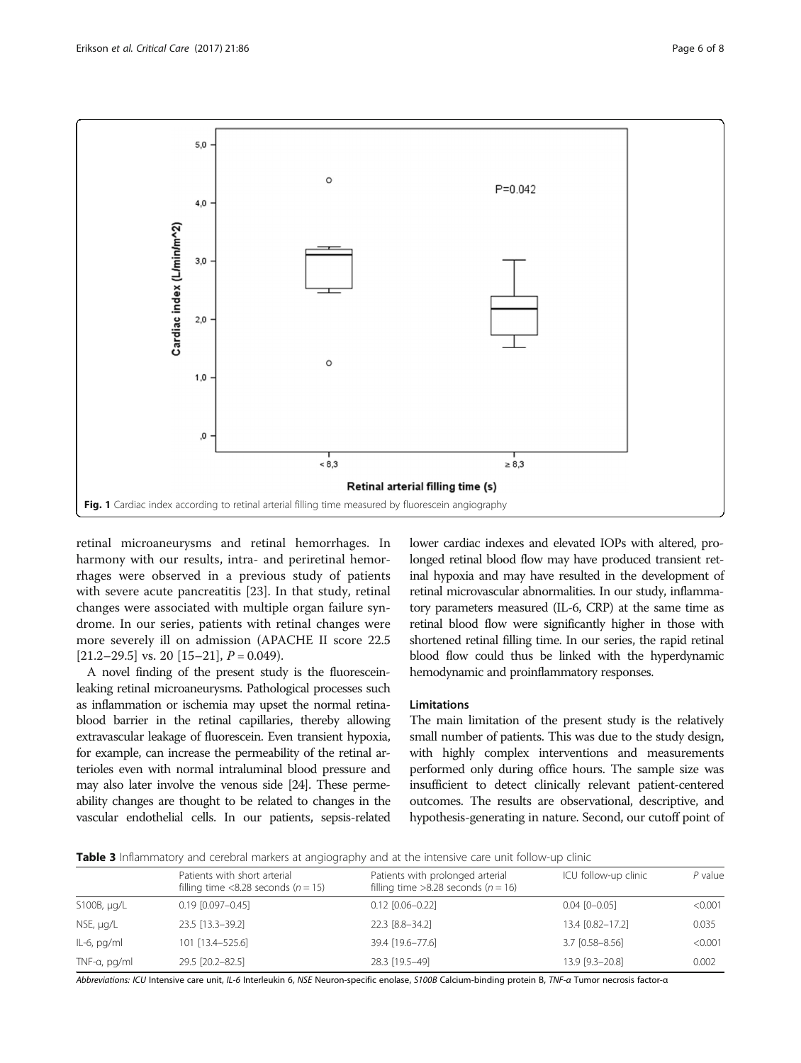Fig. 1 Cardiac index according to retinal arterial filling time measured by fluorescein angiography

retinal microaneurysms and retinal hemorrhages. In harmony with our results, intra- and periretinal hemorrhages were observed in a previous study of patients with severe acute pancreatitis [23]. In that study, retinal changes were associated with multiple organ failure syndrome. In our series, patients with retinal changes were more severely ill on admission (APACHE II score 22.5 [21.2–29.5] vs. 20 [15–21], $P = 0.049$).

A novel finding of the present study is the fluorescein-leaking retinal microaneurysms. Pathological processes such as inflammation or ischemia may upset the normal retina-blood barrier in the retinal capillaries, thereby allowing extravascular leakage of fluorescein. Even transient hypoxia, for example, can increase the permeability of the retinal arterioles even with normal intraluminal blood pressure and may also later involve the venous side [24]. These permeability changes are thought to be related to changes in the vascular endothelial cells. In our patients, sepsis-related lower cardiac indexes and elevated IOPs with altered, prolonged retinal blood flow may have produced transient retinal hypoxia and may have resulted in the development of retinal microvascular abnormalities. In our study, inflammatory parameters measured (IL-6, CRP) at the same time as retinal blood flow were significantly higher in those with shortened retinal filling time. In our series, the rapid retinal blood flow could thus be linked with the hyperdynamic hemodynamic and proinflammatory responses.

### Limitations

The main limitation of the present study is the relatively small number of patients. This was due to the study design, with highly complex interventions and measurements performed only during office hours. The sample size was insufficient to detect clinically relevant patient-centered outcomes. The results are observational, descriptive, and hypothesis-generating in nature. Second, our cutoff point of

**Table 3** Inflammatory and cerebral markers at angiography and at the intensive care unit follow-up clinic

| | Patients with short arterial filling time <8.28 seconds ($n = 15$) | Patients with prolonged arterial filling time >8.28 seconds ($n = 16$) | ICU follow-up clinic | *P* value |
|---|---|---|---|---|
| S100B, μg/L | 0.19 [0.097–0.45] | 0.12 [0.06–0.22] | 0.04 [0–0.05] | <0.001 |
| NSE, μg/L | 23.5 [13.3–39.2] | 22.3 [8.8–34.2] | 13.4 [0.82–17.2] | 0.035 |
| IL-6, pg/ml | 101 [13.4–525.6] | 39.4 [19.6–77.6] | 3.7 [0.58–8.56] | <0.001 |
| TNF-α, pg/ml | 29.5 [20.2–82.5] | 28.3 [19.5–49] | 13.9 [9.3–20.8] | 0.002 |

*Abbreviations: ICU* Intensive care unit, *IL-6* Interleukin 6, *NSE* Neuron-specific enolase, *S100B* Calcium-binding protein B, *TNF-α* Tumor necrosis factor-α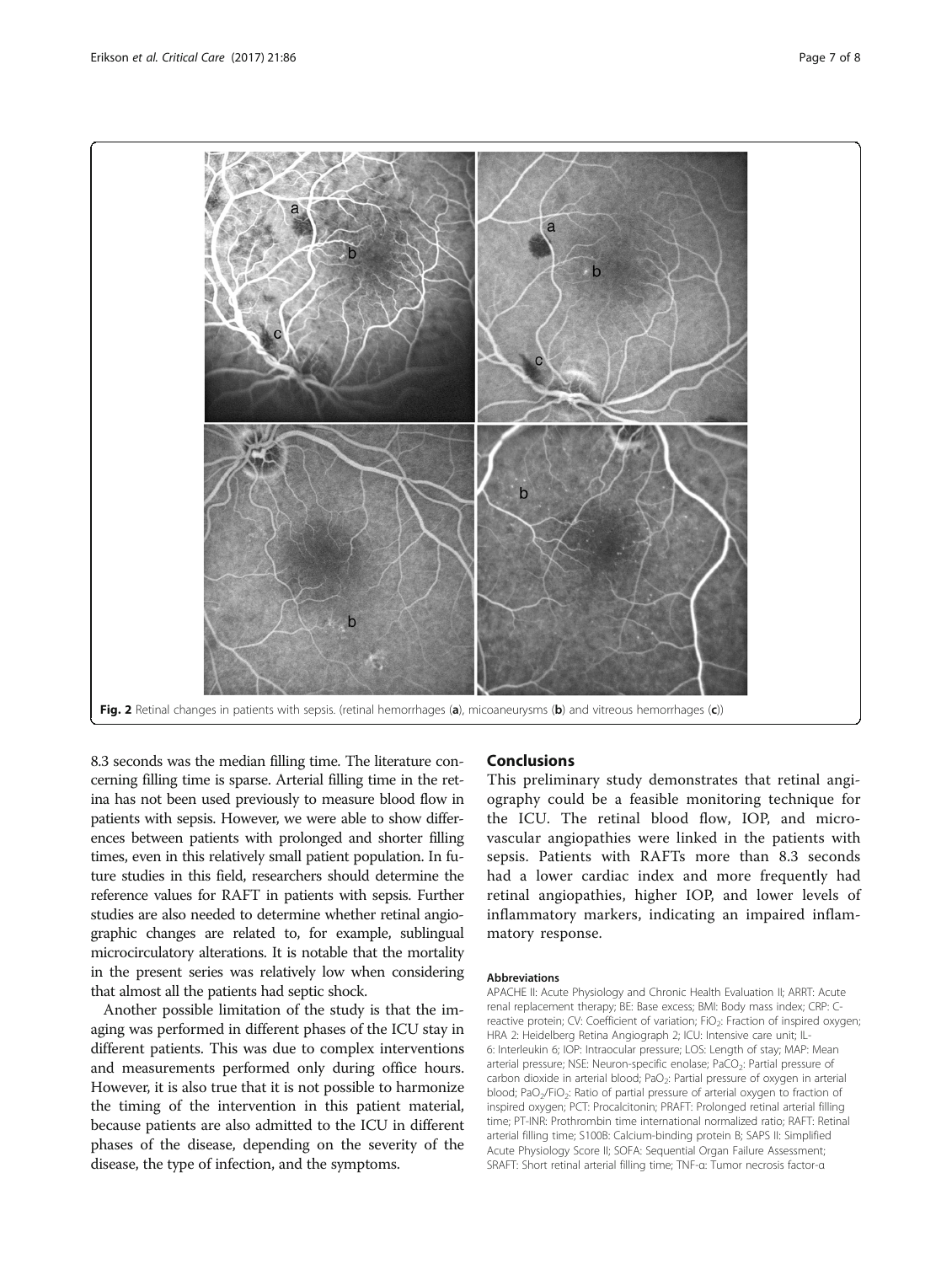Fig. 2 Retinal changes in patients with sepsis. (retinal hemorrhages (**a**), micoaneurysms (**b**) and vitreous hemorrhages (**c**))

8.3 seconds was the median filling time. The literature concerning filling time is sparse. Arterial filling time in the retina has not been used previously to measure blood flow in patients with sepsis. However, we were able to show differences between patients with prolonged and shorter filling times, even in this relatively small patient population. In future studies in this field, researchers should determine the reference values for RAFT in patients with sepsis. Further studies are also needed to determine whether retinal angiographic changes are related to, for example, sublingual microcirculatory alterations. It is notable that the mortality in the present series was relatively low when considering that almost all the patients had septic shock.

Another possible limitation of the study is that the imaging was performed in different phases of the ICU stay in different patients. This was due to complex interventions and measurements performed only during office hours. However, it is also true that it is not possible to harmonize the timing of the intervention in this patient material, because patients are also admitted to the ICU in different phases of the disease, depending on the severity of the disease, the type of infection, and the symptoms.

## Conclusions

This preliminary study demonstrates that retinal angiography could be a feasible monitoring technique for the ICU. The retinal blood flow, IOP, and microvascular angiopathies were linked in the patients with sepsis. Patients with RAFTs more than 8.3 seconds had a lower cardiac index and more frequently had retinal angiopathies, higher IOP, and lower levels of inflammatory markers, indicating an impaired inflammatory response.

#### Abbreviations

APACHE II: Acute Physiology and Chronic Health Evaluation II; ARRT: Acute renal replacement therapy; BE: Base excess; BMI: Body mass index; CRP: C-reactive protein; CV: Coefficient of variation; $FiO_2$: Fraction of inspired oxygen; HRA 2: Heidelberg Retina Angiograph 2; ICU: Intensive care unit; IL-6: Interleukin 6; IOP: Intraocular pressure; LOS: Length of stay; MAP: Mean arterial pressure; NSE: Neuron-specific enolase; $PaCO_2$: Partial pressure of carbon dioxide in arterial blood; $PaO_2$: Partial pressure of oxygen in arterial blood; $PaO_2/FiO_2$: Ratio of partial pressure of arterial oxygen to fraction of inspired oxygen; PCT: Procalcitonin; PRAFT: Prolonged retinal arterial filling time; PT-INR: Prothrombin time international normalized ratio; RAFT: Retinal arterial filling time; S100B: Calcium-binding protein B; SAPS II: Simplified Acute Physiology Score II; SOFA: Sequential Organ Failure Assessment; SRAFT: Short retinal arterial filling time; TNF-α: Tumor necrosis factor-α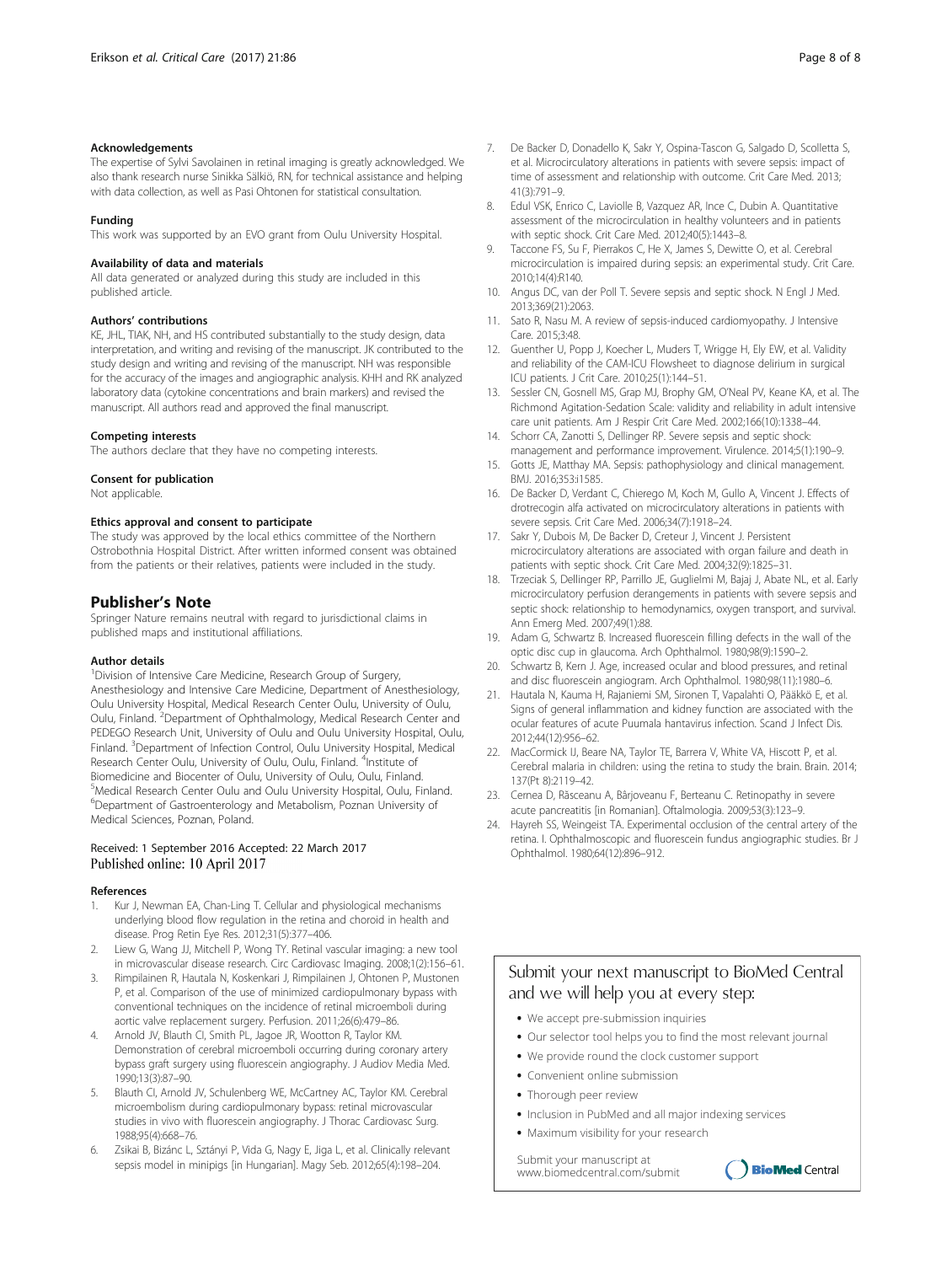#### Acknowledgements

The expertise of Sylvi Savolainen in retinal imaging is greatly acknowledged. We also thank research nurse Sinikka Sälkiö, RN, for technical assistance and helping with data collection, as well as Pasi Ohtonen for statistical consultation.

#### Funding

This work was supported by an EVO grant from Oulu University Hospital.

#### Availability of data and materials

All data generated or analyzed during this study are included in this published article.

#### Authors' contributions

KE, JHL, TIAK, NH, and HS contributed substantially to the study design, data interpretation, and writing and revising of the manuscript. JK contributed to the study design and writing and revising of the manuscript. NH was responsible for the accuracy of the images and angiographic analysis. KHH and RK analyzed laboratory data (cytokine concentrations and brain markers) and revised the manuscript. All authors read and approved the final manuscript.

#### Competing interests

The authors declare that they have no competing interests.

#### Consent for publication

Not applicable.

#### Ethics approval and consent to participate

The study was approved by the local ethics committee of the Northern Ostrobothnia Hospital District. After written informed consent was obtained from the patients or their relatives, patients were included in the study.

## Publisher's Note

Springer Nature remains neutral with regard to jurisdictional claims in published maps and institutional affiliations.

#### Author details

[1]Division of Intensive Care Medicine, Research Group of Surgery, Anesthesiology and Intensive Care Medicine, Department of Anesthesiology, Oulu University Hospital, Medical Research Center Oulu, University of Oulu, Oulu, Finland. [2]Department of Ophthalmology, Medical Research Center and PEDEGO Research Unit, University of Oulu and Oulu University Hospital, Oulu, Finland. [3]Department of Infection Control, Oulu University Hospital, Medical Research Center Oulu, University of Oulu, Oulu, Finland. [4]Institute of Biomedicine and Biocenter of Oulu, University of Oulu, Oulu, Finland. [5]Medical Research Center Oulu and Oulu University Hospital, Oulu, Finland. [6]Department of Gastroenterology and Metabolism, Poznan University of Medical Sciences, Poznan, Poland.

Received: 1 September 2016 Accepted: 22 March 2017
Published online: 10 April 2017

#### References

1. Kur J, Newman EA, Chan-Ling T. Cellular and physiological mechanisms underlying blood flow regulation in the retina and choroid in health and disease. Prog Retin Eye Res. 2012;31(5):377–406.
2. Liew G, Wang JJ, Mitchell P, Wong TY. Retinal vascular imaging: a new tool in microvascular disease research. Circ Cardiovasc Imaging. 2008;1(2):156–61.
3. Rimpilainen R, Hautala N, Koskenkari J, Rimpilainen J, Ohtonen P, Mustonen P, et al. Comparison of the use of minimized cardiopulmonary bypass with conventional techniques on the incidence of retinal microemboli during aortic valve replacement surgery. Perfusion. 2011;26(6):479–86.
4. Arnold JV, Blauth CI, Smith PL, Jagoe JR, Wootton R, Taylor KM. Demonstration of cerebral microemboli occurring during coronary artery bypass graft surgery using fluorescein angiography. J Audiov Media Med. 1990;13(3):87–90.
5. Blauth CI, Arnold JV, Schulenberg WE, McCartney AC, Taylor KM. Cerebral microembolism during cardiopulmonary bypass: retinal microvascular studies in vivo with fluorescein angiography. J Thorac Cardiovasc Surg. 1988;95(4):668–76.
6. Zsikai B, Bizánc L, Sztányi P, Vida G, Nagy E, Jiga L, et al. Clinically relevant sepsis model in minipigs [in Hungarian]. Magy Seb. 2012;65(4):198–204.
7. De Backer D, Donadello K, Sakr Y, Ospina-Tascon G, Salgado D, Scolletta S, et al. Microcirculatory alterations in patients with severe sepsis: impact of time of assessment and relationship with outcome. Crit Care Med. 2013; 41(3):791–9.
8. Edul VSK, Enrico C, Laviolle B, Vazquez AR, Ince C, Dubin A. Quantitative assessment of the microcirculation in healthy volunteers and in patients with septic shock. Crit Care Med. 2012;40(5):1443–8.
9. Taccone FS, Su F, Pierrakos C, He X, James S, Dewitte O, et al. Cerebral microcirculation is impaired during sepsis: an experimental study. Crit Care. 2010;14(4):R140.
10. Angus DC, van der Poll T. Severe sepsis and septic shock. N Engl J Med. 2013;369(21):2063.
11. Sato R, Nasu M. A review of sepsis-induced cardiomyopathy. J Intensive Care. 2015;3:48.
12. Guenther U, Popp J, Koecher L, Muders T, Wrigge H, Ely EW, et al. Validity and reliability of the CAM-ICU Flowsheet to diagnose delirium in surgical ICU patients. J Crit Care. 2010;25(1):144–51.
13. Sessler CN, Gosnell MS, Grap MJ, Brophy GM, O'Neal PV, Keane KA, et al. The Richmond Agitation-Sedation Scale: validity and reliability in adult intensive care unit patients. Am J Respir Crit Care Med. 2002;166(10):1338–44.
14. Schorr CA, Zanotti S, Dellinger RP. Severe sepsis and septic shock: management and performance improvement. Virulence. 2014;5(1):190–9.
15. Gotts JE, Matthay MA. Sepsis: pathophysiology and clinical management. BMJ. 2016;353:i1585.
16. De Backer D, Verdant C, Chierego M, Koch M, Gullo A, Vincent J. Effects of drotrecogin alfa activated on microcirculatory alterations in patients with severe sepsis. Crit Care Med. 2006;34(7):1918–24.
17. Sakr Y, Dubois M, De Backer D, Creteur J, Vincent J. Persistent microcirculatory alterations are associated with organ failure and death in patients with septic shock. Crit Care Med. 2004;32(9):1825–31.
18. Trzeciak S, Dellinger RP, Parrillo JE, Guglielmi M, Bajaj J, Abate NL, et al. Early microcirculatory perfusion derangements in patients with severe sepsis and septic shock: relationship to hemodynamics, oxygen transport, and survival. Ann Emerg Med. 2007;49(1):88.
19. Adam G, Schwartz B. Increased fluorescein filling defects in the wall of the optic disc cup in glaucoma. Arch Ophthalmol. 1980;98(9):1590–2.
20. Schwartz B, Kern J. Age, increased ocular and blood pressures, and retinal and disc fluorescein angiogram. Arch Ophthalmol. 1980;98(11):1980–6.
21. Hautala N, Kauma H, Rajaniemi SM, Sironen T, Vapalahti O, Pääkkö E, et al. Signs of general inflammation and kidney function are associated with the ocular features of acute Puumala hantavirus infection. Scand J Infect Dis. 2012;44(12):956–62.
22. MacCormick IJ, Beare NA, Taylor TE, Barrera V, White VA, Hiscott P, et al. Cerebral malaria in children: using the retina to study the brain. Brain. 2014; 137(Pt 8):2119–42.
23. Cernea D, Râsceanu A, Bârjoveanu F, Berteanu C. Retinopathy in severe acute pancreatitis [in Romanian]. Oftalmologia. 2009;53(3):123–9.
24. Hayreh SS, Weingeist TA. Experimental occlusion of the central artery of the retina. I. Ophthalmoscopic and fluorescein fundus angiographic studies. Br J Ophthalmol. 1980;64(12):896–912.

Submit your next manuscript to BioMed Central and we will help you at every step:

- We accept pre-submission inquiries
- Our selector tool helps you to find the most relevant journal
- We provide round the clock customer support
- Convenient online submission
- Thorough peer review
- Inclusion in PubMed and all major indexing services
- Maximum visibility for your research

Submit your manuscript at
www.biomedcentral.com/submit

BioMed Central